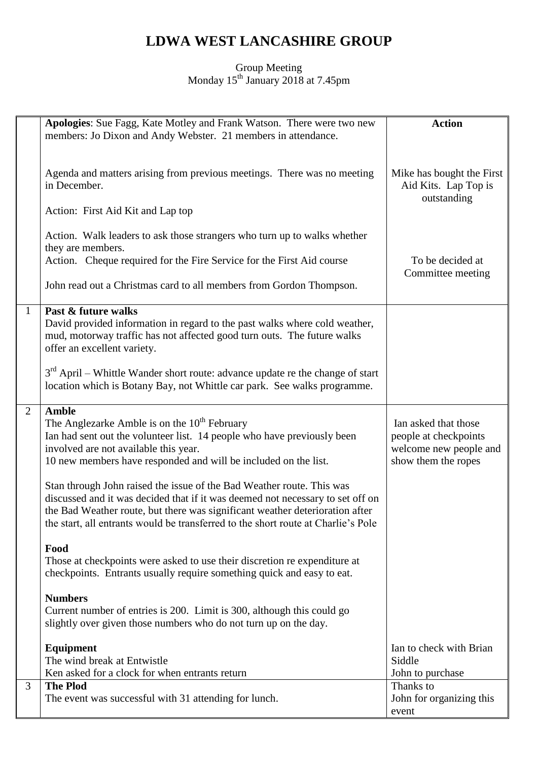# LDWA WEST LANCASHIRE GROUP

Group Meeting
Monday 15th January 2018 at 7.45pm

| | | **Action** |
|---|---|---|
| | **Apologies**: Sue Fagg, Kate Motley and Frank Watson. There were two new members: Jo Dixon and Andy Webster. 21 members in attendance.<br><br>Agenda and matters arising from previous meetings. There was no meeting in December.<br><br>Action: First Aid Kit and Lap top<br><br>Action. Walk leaders to ask those strangers who turn up to walks whether they are members.<br>Action. Cheque required for the Fire Service for the First Aid course<br><br>John read out a Christmas card to all members from Gordon Thompson. | Mike has bought the First Aid Kits. Lap Top is outstanding<br><br>To be decided at Committee meeting |
| 1 | **Past & future walks**<br>David provided information in regard to the past walks where cold weather, mud, motorway traffic has not affected good turn outs. The future walks offer an excellent variety.<br><br>3rd April – Whittle Wander short route: advance update re the change of start location which is Botany Bay, not Whittle car park. See walks programme. | |
| 2 | **Amble**<br>The Anglezarke Amble is on the 10th February<br>Ian had sent out the volunteer list. 14 people who have previously been involved are not available this year.<br>10 new members have responded and will be included on the list.<br><br>Stan through John raised the issue of the Bad Weather route. This was discussed and it was decided that if it was deemed not necessary to set off on the Bad Weather route, but there was significant weather deterioration after the start, all entrants would be transferred to the short route at Charlie's Pole<br><br>**Food**<br>Those at checkpoints were asked to use their discretion re expenditure at checkpoints. Entrants usually require something quick and easy to eat.<br><br>**Numbers**<br>Current number of entries is 200. Limit is 300, although this could go slightly over given those numbers who do not turn up on the day.<br><br>**Equipment**<br>The wind break at Entwistle<br>Ken asked for a clock for when entrants return | Ian asked that those people at checkpoints welcome new people and show them the ropes<br><br>Ian to check with Brian Siddle<br>John to purchase |
| 3 | **The Plod**<br>The event was successful with 31 attending for lunch. | Thanks to John for organizing this event |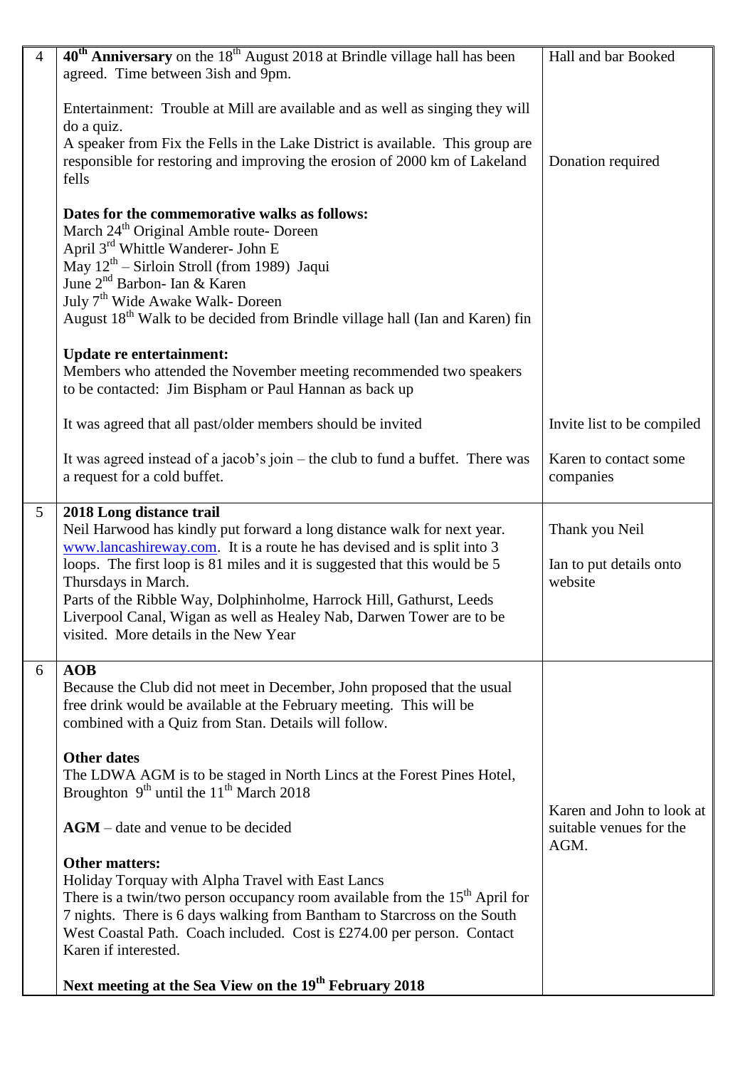| | | |
|---|---|---|
| 4 | **40th Anniversary** on the 18th August 2018 at Brindle village hall has been agreed. Time between 3ish and 9pm.<br><br>Entertainment: Trouble at Mill are available and as well as singing they will do a quiz.<br>A speaker from Fix the Fells in the Lake District is available. This group are responsible for restoring and improving the erosion of 2000 km of Lakeland fells<br><br>**Dates for the commemorative walks as follows:**<br>March 24th Original Amble route- Doreen<br>April 3rd Whittle Wanderer- John E<br>May 12th – Sirloin Stroll (from 1989) Jaqui<br>June 2nd Barbon- Ian & Karen<br>July 7th Wide Awake Walk- Doreen<br>August 18th Walk to be decided from Brindle village hall (Ian and Karen) fin<br><br>**Update re entertainment:**<br>Members who attended the November meeting recommended two speakers to be contacted: Jim Bispham or Paul Hannan as back up<br><br>It was agreed that all past/older members should be invited<br><br>It was agreed instead of a jacob's join – the club to fund a buffet. There was a request for a cold buffet. | Hall and bar Booked<br><br>Donation required<br><br>Invite list to be compiled<br><br>Karen to contact some companies |
| 5 | **2018 Long distance trail**<br>Neil Harwood has kindly put forward a long distance walk for next year. www.lancashireway.com. It is a route he has devised and is split into 3 loops. The first loop is 81 miles and it is suggested that this would be 5 Thursdays in March.<br>Parts of the Ribble Way, Dolphinholme, Harrock Hill, Gathurst, Leeds Liverpool Canal, Wigan as well as Healey Nab, Darwen Tower are to be visited. More details in the New Year | Thank you Neil<br><br>Ian to put details onto website |
| 6 | **AOB**<br>Because the Club did not meet in December, John proposed that the usual free drink would be available at the February meeting. This will be combined with a Quiz from Stan. Details will follow.<br><br>**Other dates**<br>The LDWA AGM is to be staged in North Lincs at the Forest Pines Hotel, Broughton 9th until the 11th March 2018<br><br>**AGM** – date and venue to be decided<br><br>**Other matters:**<br>Holiday Torquay with Alpha Travel with East Lancs<br>There is a twin/two person occupancy room available from the 15th April for 7 nights. There is 6 days walking from Bantham to Starcross on the South West Coastal Path. Coach included. Cost is £274.00 per person. Contact Karen if interested.<br><br>**Next meeting at the Sea View on the 19th February 2018** | Karen and John to look at suitable venues for the AGM. |